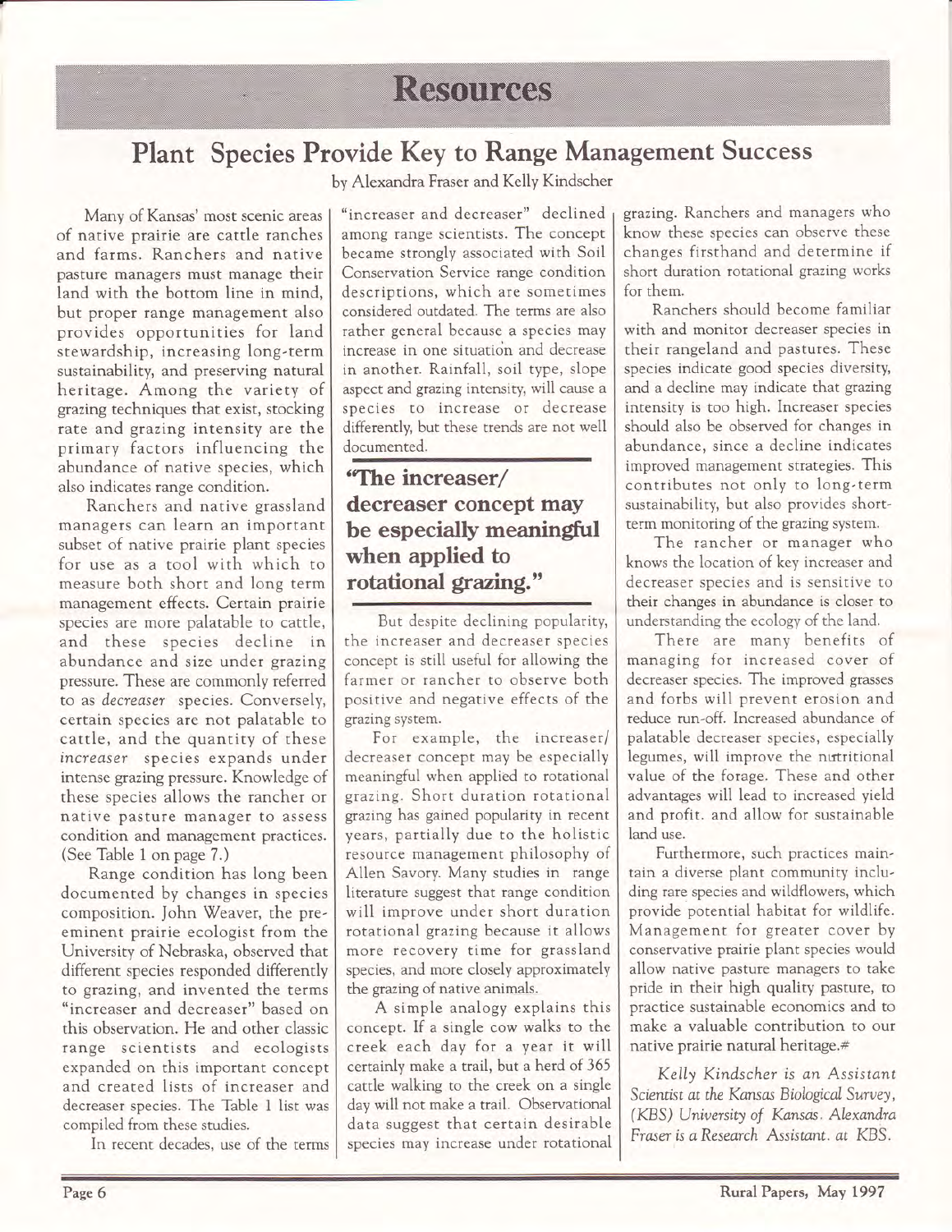# Resources

## Plant Species Provide Key to Range Management Success

by Alexandra Fraser and Kelly Kindscher

Many of Kansas' most scenic areas of native prairie are cattle ranches and farms. Ranchers and native pasture managers must manage their land with the bottom line in mind, but proper range management also provides opportunities for land stewardship, increasing long-term sustainability, and preserving natural heritage. Among the variety of grazing techniques that exist, stocking rate and grazing intensity are the primary factors influencing the abundance of native species, which also indicates range condition.

Ranchers and native grassland managers can learn an important subset of native prairie plant species for use as a tool with which to measure both short and long term management effects. Certain prairie species are more palatable to cattle, and these species decline in abundance and size under grazing pressure. These are commonly referred to as *decreaser* species. Conversely, certain species are not palatable to cattle, and the quantity of these *increaser* species expands under intense grazing pressure. Knowledge of these species allows the rancher or native pasture manager to assess condition and management practices. (See Table 1 on page 7.)

Range condition has long been documented by changes in species composition. John Weaver, the pre-eminent prairie ecologist from the University of Nebraska, observed that different species responded differently to grazing, and invented the terms "increaser and decreaser" based on this observation. He and other classic range scientists and ecologists expanded on this important concept and created lists of increaser and decreaser species. The Table 1 list was compiled from these studies.

In recent decades, use of the terms "increaser and decreaser" declined among range scientists. The concept became strongly associated with Soil Conservation Service range condition descriptions, which are sometimes considered outdated. The terms are also rather general because a species may increase in one situation and decrease in another. Rainfall, soil type, slope aspect and grazing intensity, will cause a species to increase or decrease differently, but these trends are not well documented.

**"The increaser/ decreaser concept may be especially meaningful when applied to rotational grazing."**

But despite declining popularity, the increaser and decreaser species concept is still useful for allowing the farmer or rancher to observe both positive and negative effects of the grazing system.

For example, the increaser/ decreaser concept may be especially meaningful when applied to rotational grazing. Short duration rotational grazing has gained popularity in recent years, partially due to the holistic resource management philosophy of Allen Savory. Many studies in range literature suggest that range condition will improve under short duration rotational grazing because it allows more recovery time for grassland species, and more closely approximately the grazing of native animals.

A simple analogy explains this concept. If a single cow walks to the creek each day for a year it will certainly make a trail, but a herd of 365 cattle walking to the creek on a single day will not make a trail. Observational data suggest that certain desirable species may increase under rotational grazing. Ranchers and managers who know these species can observe these changes firsthand and determine if short duration rotational grazing works for them.

Ranchers should become familiar with and monitor decreaser species in their rangeland and pastures. These species indicate good species diversity, and a decline may indicate that grazing intensity is too high. Increaser species should also be observed for changes in abundance, since a decline indicates improved management strategies. This contributes not only to long-term sustainability, but also provides short-term monitoring of the grazing system.

The rancher or manager who knows the location of key increaser and decreaser species and is sensitive to their changes in abundance is closer to understanding the ecology of the land.

There are many benefits of managing for increased cover of decreaser species. The improved grasses and forbs will prevent erosion and reduce run-off. Increased abundance of palatable decreaser species, especially legumes, will improve the nutritional value of the forage. These and other advantages will lead to increased yield and profit. and allow for sustainable land use.

Furthermore, such practices maintain a diverse plant community including rare species and wildflowers, which provide potential habitat for wildlife. Management for greater cover by conservative prairie plant species would allow native pasture managers to take pride in their high quality pasture, to practice sustainable economics and to make a valuable contribution to our native prairie natural heritage.#

*Kelly Kindscher is an Assistant Scientist at the Kansas Biological Survey, (KBS) University of Kansas. Alexandra Fraser is a Research Assistant. at KBS.*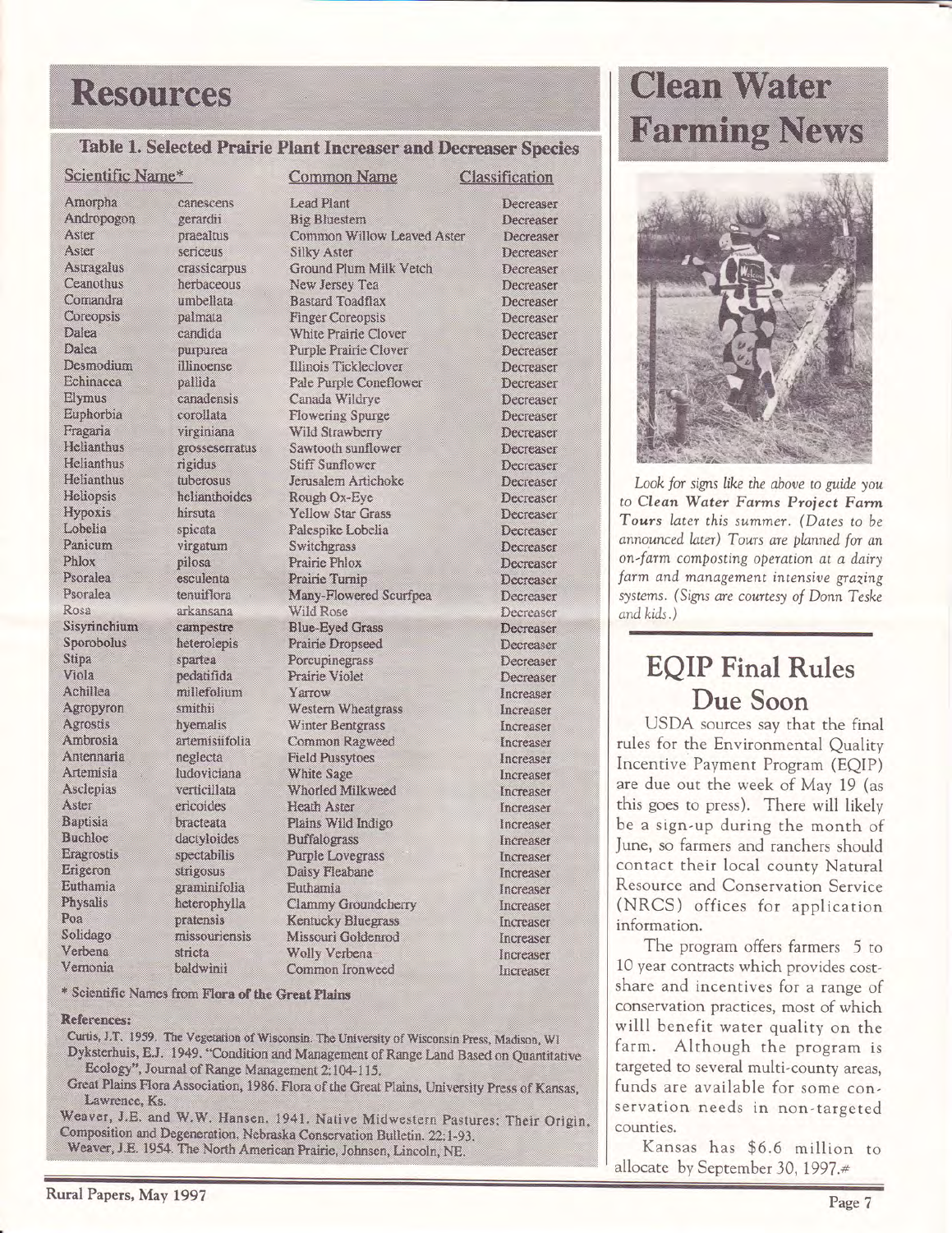# Resources

## Table 1. Selected Prairie Plant Increaser and Decreaser Species

| Scientific Name* | | Common Name | Classification |
|---|---|---|---|
| Amorpha | canescens | Lead Plant | Decreaser |
| Andropogon | gerardii | Big Bluestem | Decreaser |
| Aster | praealtus | Common Willow Leaved Aster | Decreaser |
| Aster | sericeus | Silky Aster | Decreaser |
| Astragalus | crassicarpus | Ground Plum Milk Vetch | Decreaser |
| Ceanothus | herbaceous | New Jersey Tea | Decreaser |
| Comandra | umbellata | Bastard Toadflax | Decreaser |
| Coreopsis | palmata | Finger Coreopsis | Decreaser |
| Dalea | candida | White Prairie Clover | Decreaser |
| Dalea | purpurea | Purple Prairie Clover | Decreaser |
| Desmodium | illinoense | Illinois Tickleclover | Decreaser |
| Echinacea | pallida | Pale Purple Coneflower | Decreaser |
| Elymus | canadensis | Canada Wildrye | Decreaser |
| Euphorbia | corollata | Flowering Spurge | Decreaser |
| Fragaria | virginiana | Wild Strawberry | Decreaser |
| Helianthus | grosseserratus | Sawtooth sunflower | Decreaser |
| Helianthus | rigidus | Stiff Sunflower | Decreaser |
| Helianthus | tuberosus | Jerusalem Artichoke | Decreaser |
| Heliopsis | helianthoides | Rough Ox-Eye | Decreaser |
| Hypoxis | hirsuta | Yellow Star Grass | Decreaser |
| Lobelia | spicata | Palespike Lobelia | Decreaser |
| Panicum | virgatum | Switchgrass | Decreaser |
| Phlox | pilosa | Prairie Phlox | Decreaser |
| Psoralea | esculenta | Prairie Turnip | Decreaser |
| Psoralea | tenuiflora | Many-Flowered Scurfpea | Decreaser |
| Rosa | arkansana | Wild Rose | Decreaser |
| Sisyrinchium | campestre | Blue-Eyed Grass | Decreaser |
| Sporobolus | heterolepis | Prairie Dropseed | Decreaser |
| Stipa | spartea | Porcupinegrass | Decreaser |
| Viola | pedatifida | Prairie Violet | Decreaser |
| Achillea | millefolium | Yarrow | Increaser |
| Agropyron | smithii | Western Wheatgrass | Increaser |
| Agrostis | hyemalis | Winter Bentgrass | Increaser |
| Ambrosia | artemisiifolia | Common Ragweed | Increaser |
| Antennaria | neglecta | Field Pussytoes | Increaser |
| Artemisia | ludoviciana | White Sage | Increaser |
| Asclepias | verticillata | Whorled Milkweed | Increaser |
| Aster | ericoides | Heath Aster | Increaser |
| Baptisia | bracteata | Plains Wild Indigo | Increaser |
| Buchloe | dactyloides | Buffalograss | Increaser |
| Eragrostis | spectabilis | Purple Lovegrass | Increaser |
| Erigeron | strigosus | Daisy Fleabane | Increaser |
| Euthamia | graminifolia | Euthamia | Increaser |
| Physalis | heterophylla | Clammy Groundcherry | Increaser |
| Poa | pratensis | Kentucky Bluegrass | Increaser |
| Solidago | missouriensis | Missouri Goldenrod | Increaser |
| Verbena | stricta | Wolly Verbena | Increaser |
| Vernonia | baldwinii | Common Ironweed | Increaser |

* Scientific Names from **Flora of the Great Plains**

**References:**

Curtis, J.T. 1959. The Vegetation of Wisconsin. The University of Wisconsin Press, Madison, WI

Dyksterhuis, E.J. 1949. "Condition and Management of Range Land Based on Quantitative Ecology", Journal of Range Management 2:104-115.

Great Plains Flora Association, 1986. Flora of the Great Plains, University Press of Kansas, Lawrence, Ks.

Weaver, J.E. and W.W. Hansen. 1941. Native Midwestern Pastures: Their Origin, Composition and Degeneration. Nebraska Conservation Bulletin. 22:1-93.

Weaver, J.E. 1954. The North American Prairie, Johnsen, Lincoln, NE.

# Clean Water Farming News

*Look for signs like the above to guide you to* ***Clean Water Farms Project Farm Tours*** *later this summer. (Dates to be announced later) Tours are planned for an on-farm composting operation at a dairy farm and management intensive grazing systems. (Signs are courtesy of Donn Teske and kids.)*

## EQIP Final Rules Due Soon

USDA sources say that the final rules for the Environmental Quality Incentive Payment Program (EQIP) are due out the week of May 19 (as this goes to press). There will likely be a sign-up during the month of June, so farmers and ranchers should contact their local county Natural Resource and Conservation Service (NRCS) offices for application information.

The program offers farmers 5 to 10 year contracts which provides cost-share and incentives for a range of conservation practices, most of which willl benefit water quality on the farm. Although the program is targeted to several multi-county areas, funds are available for some conservation needs in non-targeted counties.

Kansas has $6.6 million to allocate by September 30, 1997.#